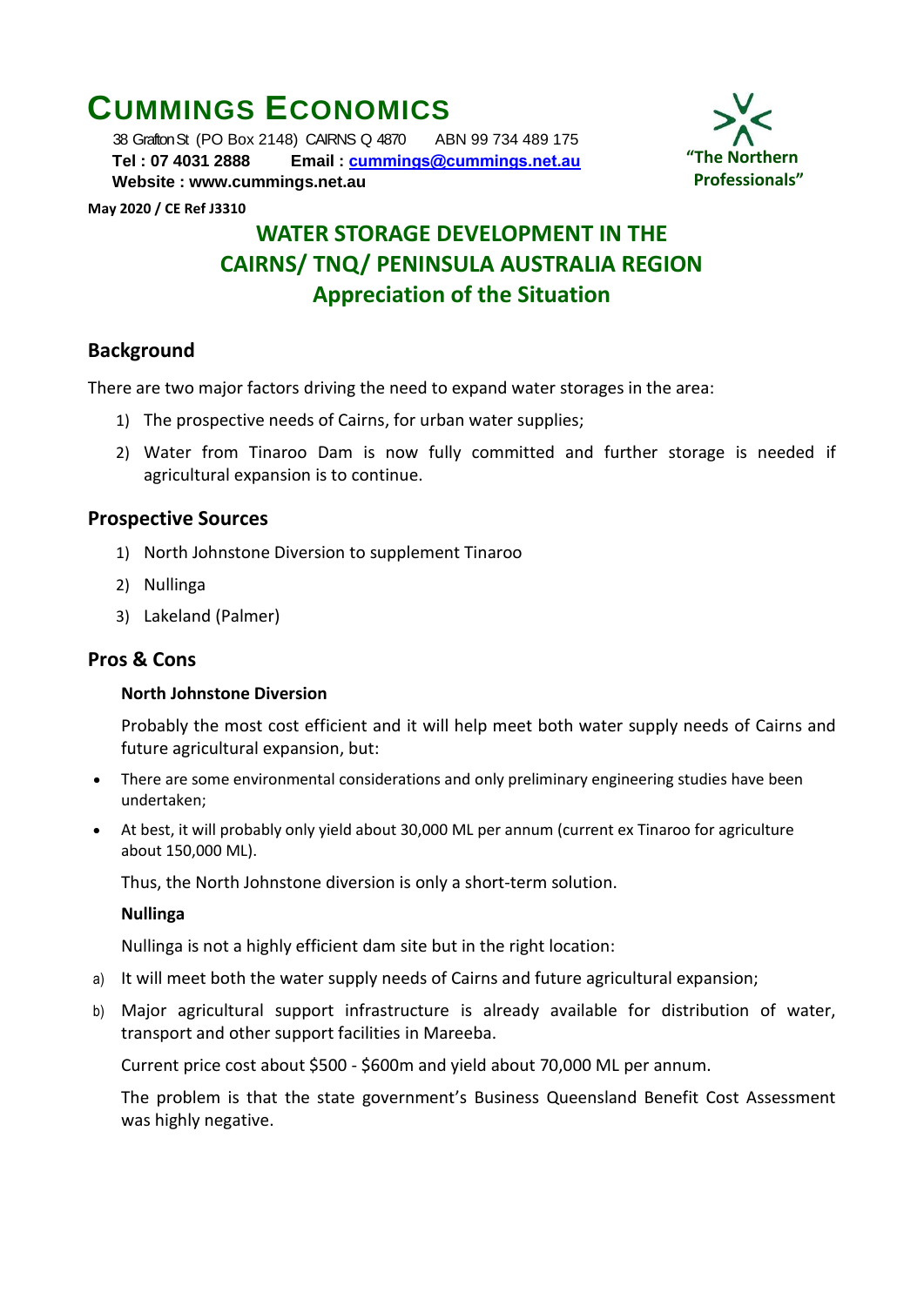# CUMMINGS ECONOMICS

38 Grafton St (PO Box 2148) CAIRNS Q 4870 ABN 99 734 489 175
**Tel : 07 4031 2888** **Email : cummings@cummings.net.au**
**Website : www.cummings.net.au**

**"The Northern Professionals"**

**May 2020 / CE Ref J3310**

## WATER STORAGE DEVELOPMENT IN THE CAIRNS/ TNQ/ PENINSULA AUSTRALIA REGION
## Appreciation of the Situation

## Background

There are two major factors driving the need to expand water storages in the area:

1) The prospective needs of Cairns, for urban water supplies;
2) Water from Tinaroo Dam is now fully committed and further storage is needed if agricultural expansion is to continue.

## Prospective Sources

1) North Johnstone Diversion to supplement Tinaroo
2) Nullinga
3) Lakeland (Palmer)

## Pros & Cons

### North Johnstone Diversion

Probably the most cost efficient and it will help meet both water supply needs of Cairns and future agricultural expansion, but:

- There are some environmental considerations and only preliminary engineering studies have been undertaken;
- At best, it will probably only yield about 30,000 ML per annum (current ex Tinaroo for agriculture about 150,000 ML).

Thus, the North Johnstone diversion is only a short-term solution.

### Nullinga

Nullinga is not a highly efficient dam site but in the right location:

a) It will meet both the water supply needs of Cairns and future agricultural expansion;
b) Major agricultural support infrastructure is already available for distribution of water, transport and other support facilities in Mareeba.

Current price cost about $500 - $600m and yield about 70,000 ML per annum.

The problem is that the state government's Business Queensland Benefit Cost Assessment was highly negative.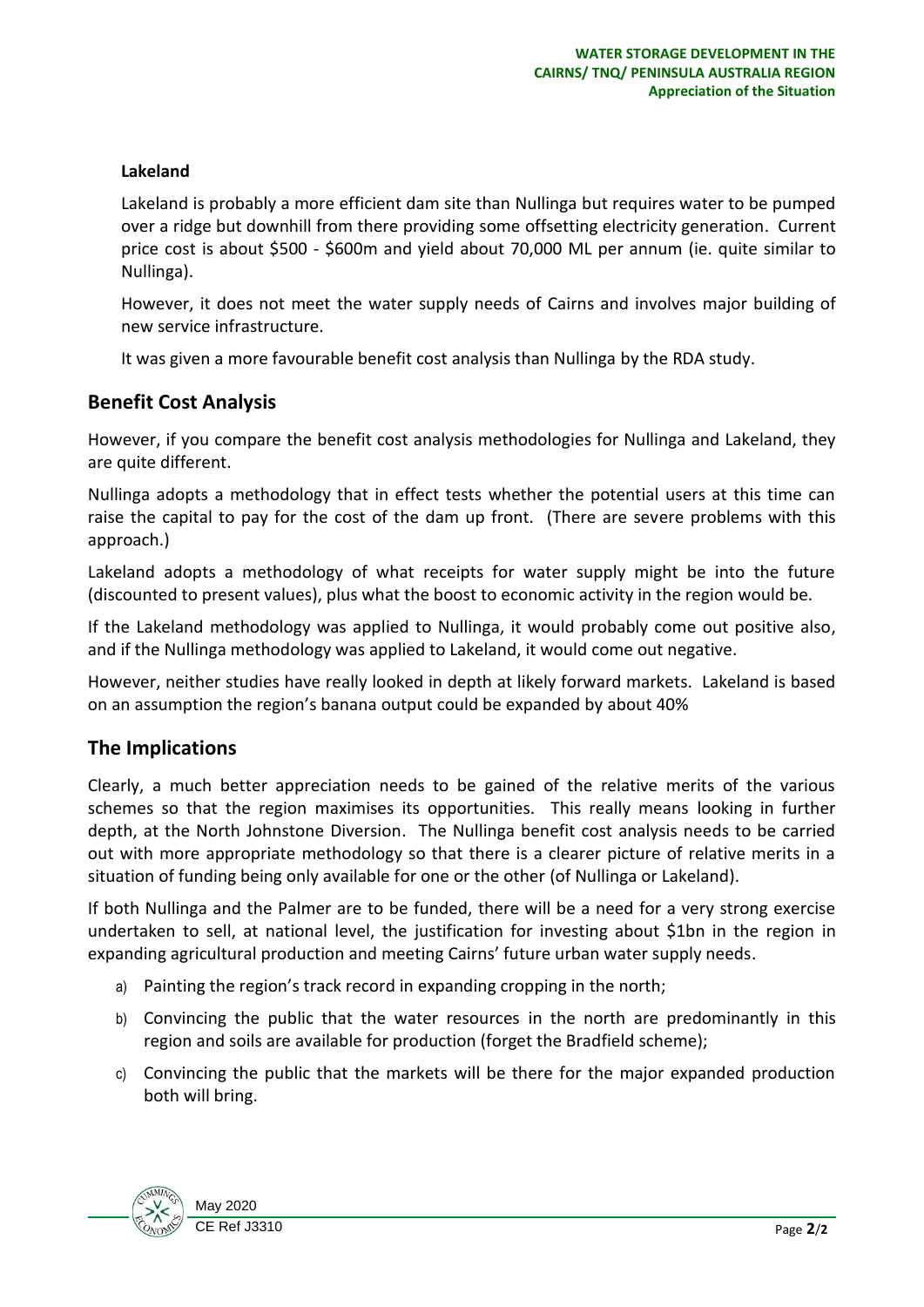**Lakeland**

Lakeland is probably a more efficient dam site than Nullinga but requires water to be pumped over a ridge but downhill from there providing some offsetting electricity generation. Current price cost is about \$500 - \$600m and yield about 70,000 ML per annum (ie. quite similar to Nullinga).

However, it does not meet the water supply needs of Cairns and involves major building of new service infrastructure.

It was given a more favourable benefit cost analysis than Nullinga by the RDA study.

## Benefit Cost Analysis

However, if you compare the benefit cost analysis methodologies for Nullinga and Lakeland, they are quite different.

Nullinga adopts a methodology that in effect tests whether the potential users at this time can raise the capital to pay for the cost of the dam up front. (There are severe problems with this approach.)

Lakeland adopts a methodology of what receipts for water supply might be into the future (discounted to present values), plus what the boost to economic activity in the region would be.

If the Lakeland methodology was applied to Nullinga, it would probably come out positive also, and if the Nullinga methodology was applied to Lakeland, it would come out negative.

However, neither studies have really looked in depth at likely forward markets. Lakeland is based on an assumption the region's banana output could be expanded by about 40%

## The Implications

Clearly, a much better appreciation needs to be gained of the relative merits of the various schemes so that the region maximises its opportunities. This really means looking in further depth, at the North Johnstone Diversion. The Nullinga benefit cost analysis needs to be carried out with more appropriate methodology so that there is a clearer picture of relative merits in a situation of funding being only available for one or the other (of Nullinga or Lakeland).

If both Nullinga and the Palmer are to be funded, there will be a need for a very strong exercise undertaken to sell, at national level, the justification for investing about \$1bn in the region in expanding agricultural production and meeting Cairns' future urban water supply needs.

a) Painting the region's track record in expanding cropping in the north;
b) Convincing the public that the water resources in the north are predominantly in this region and soils are available for production (forget the Bradfield scheme);
c) Convincing the public that the markets will be there for the major expanded production both will bring.